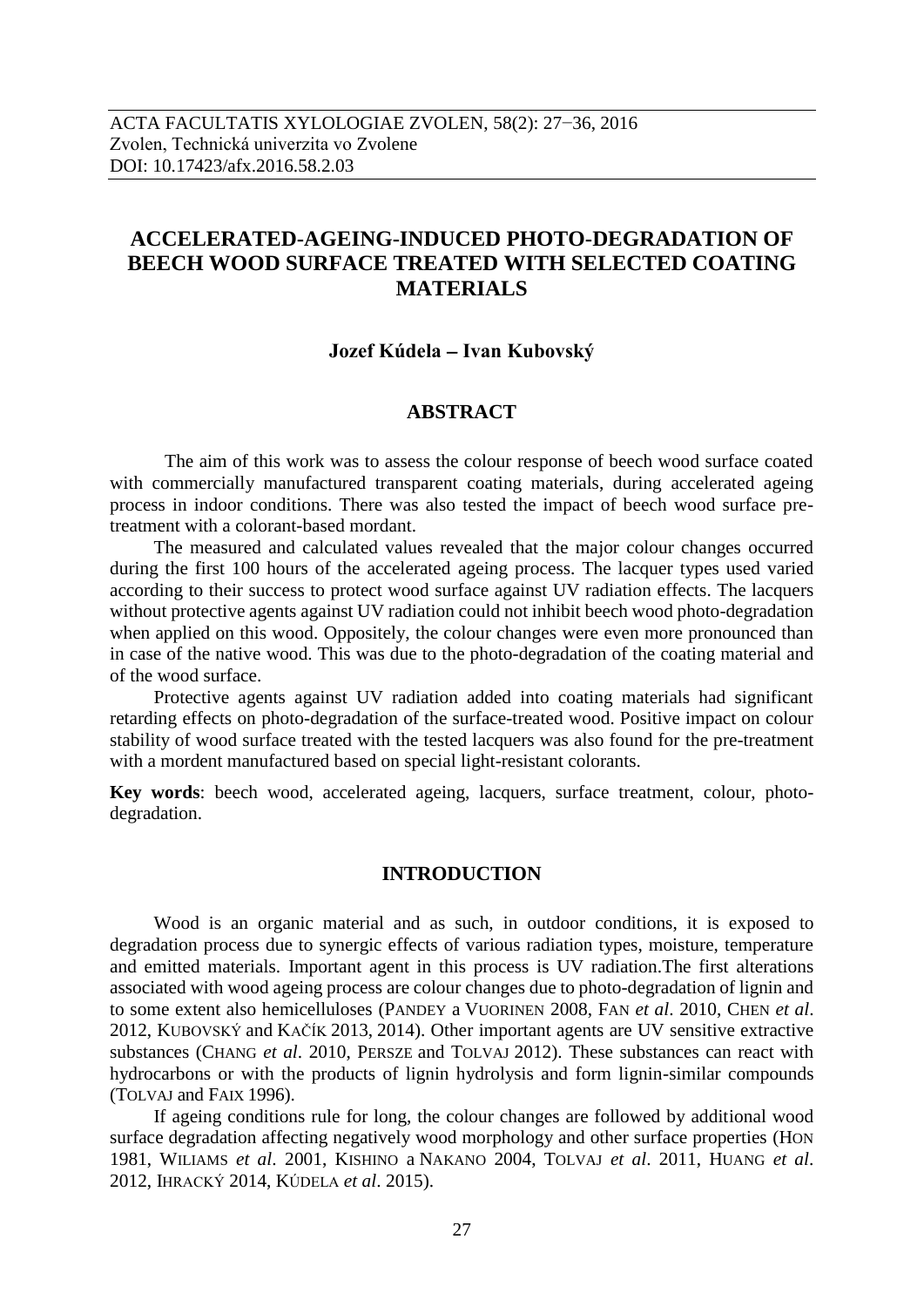ACTA FACULTATIS XYLOLOGIAE ZVOLEN, 58(2): 27−36, 2016
Zvolen, Technická univerzita vo Zvolene
DOI: 10.17423/afx.2016.58.2.03

# ACCELERATED-AGEING-INDUCED PHOTO-DEGRADATION OF BEECH WOOD SURFACE TREATED WITH SELECTED COATING MATERIALS

**Jozef Kúdela – Ivan Kubovský**

## ABSTRACT

The aim of this work was to assess the colour response of beech wood surface coated with commercially manufactured transparent coating materials, during accelerated ageing process in indoor conditions. There was also tested the impact of beech wood surface pre-treatment with a colorant-based mordant.

The measured and calculated values revealed that the major colour changes occurred during the first 100 hours of the accelerated ageing process. The lacquer types used varied according to their success to protect wood surface against UV radiation effects. The lacquers without protective agents against UV radiation could not inhibit beech wood photo-degradation when applied on this wood. Oppositely, the colour changes were even more pronounced than in case of the native wood. This was due to the photo-degradation of the coating material and of the wood surface.

Protective agents against UV radiation added into coating materials had significant retarding effects on photo-degradation of the surface-treated wood. Positive impact on colour stability of wood surface treated with the tested lacquers was also found for the pre-treatment with a mordent manufactured based on special light-resistant colorants.

**Key words**: beech wood, accelerated ageing, lacquers, surface treatment, colour, photo-degradation.

## INTRODUCTION

Wood is an organic material and as such, in outdoor conditions, it is exposed to degradation process due to synergic effects of various radiation types, moisture, temperature and emitted materials. Important agent in this process is UV radiation.The first alterations associated with wood ageing process are colour changes due to photo-degradation of lignin and to some extent also hemicelluloses (Pandey a Vuorinen 2008, Fan *et al*. 2010, Chen *et al*. 2012, Kubovský and Kačík 2013, 2014). Other important agents are UV sensitive extractive substances (Chang *et al*. 2010, Persze and Tolvaj 2012). These substances can react with hydrocarbons or with the products of lignin hydrolysis and form lignin-similar compounds (Tolvaj and Faix 1996).

If ageing conditions rule for long, the colour changes are followed by additional wood surface degradation affecting negatively wood morphology and other surface properties (Hon 1981, Wiliams *et al*. 2001, Kishino a Nakano 2004, Tolvaj *et al*. 2011, Huang *et al*. 2012, Ihracký 2014, Kúdela *et al*. 2015).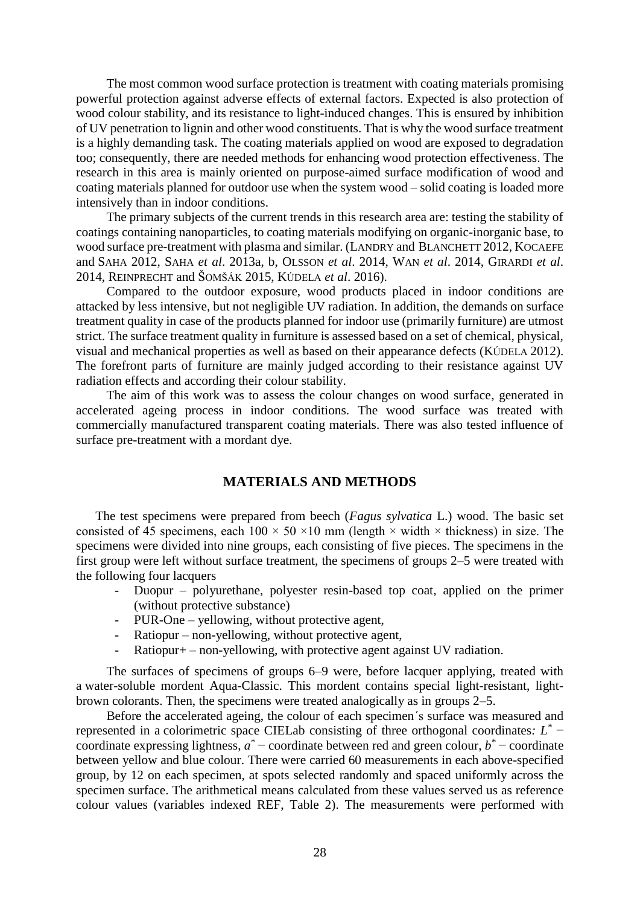The most common wood surface protection is treatment with coating materials promising powerful protection against adverse effects of external factors. Expected is also protection of wood colour stability, and its resistance to light-induced changes. This is ensured by inhibition of UV penetration to lignin and other wood constituents. That is why the wood surface treatment is a highly demanding task. The coating materials applied on wood are exposed to degradation too; consequently, there are needed methods for enhancing wood protection effectiveness. The research in this area is mainly oriented on purpose-aimed surface modification of wood and coating materials planned for outdoor use when the system wood – solid coating is loaded more intensively than in indoor conditions.

The primary subjects of the current trends in this research area are: testing the stability of coatings containing nanoparticles, to coating materials modifying on organic-inorganic base, to wood surface pre-treatment with plasma and similar. (LANDRY and BLANCHETT 2012, KOCAEFE and SAHA 2012, SAHA *et al*. 2013a, b, OLSSON *et al*. 2014, WAN *et al*. 2014, GIRARDI *et al*. 2014, REINPRECHT and ŠOMŠÁK 2015, KÚDELA *et al*. 2016).

Compared to the outdoor exposure, wood products placed in indoor conditions are attacked by less intensive, but not negligible UV radiation. In addition, the demands on surface treatment quality in case of the products planned for indoor use (primarily furniture) are utmost strict. The surface treatment quality in furniture is assessed based on a set of chemical, physical, visual and mechanical properties as well as based on their appearance defects (KÚDELA 2012). The forefront parts of furniture are mainly judged according to their resistance against UV radiation effects and according their colour stability.

The aim of this work was to assess the colour changes on wood surface, generated in accelerated ageing process in indoor conditions. The wood surface was treated with commercially manufactured transparent coating materials. There was also tested influence of surface pre-treatment with a mordant dye.

## MATERIALS AND METHODS

The test specimens were prepared from beech (*Fagus sylvatica* L.) wood. The basic set consisted of 45 specimens, each $100 \times 50 \times 10$ mm (length × width × thickness) in size. The specimens were divided into nine groups, each consisting of five pieces. The specimens in the first group were left without surface treatment, the specimens of groups 2–5 were treated with the following four lacquers

- Duopur – polyurethane, polyester resin-based top coat, applied on the primer (without protective substance)
- PUR-One – yellowing, without protective agent,
- Ratiopur – non-yellowing, without protective agent,
- Ratiopur+ – non-yellowing, with protective agent against UV radiation.

The surfaces of specimens of groups 6–9 were, before lacquer applying, treated with a water-soluble mordent Aqua-Classic. This mordent contains special light-resistant, light-brown colorants. Then, the specimens were treated analogically as in groups 2–5.

Before the accelerated ageing, the colour of each specimen´s surface was measured and represented in a colorimetric space CIELab consisting of three orthogonal coordinates: $L^*$ − coordinate expressing lightness, $a^*$ − coordinate between red and green colour, $b^*$ − coordinate between yellow and blue colour. There were carried 60 measurements in each above-specified group, by 12 on each specimen, at spots selected randomly and spaced uniformly across the specimen surface. The arithmetical means calculated from these values served us as reference colour values (variables indexed REF, Table 2). The measurements were performed with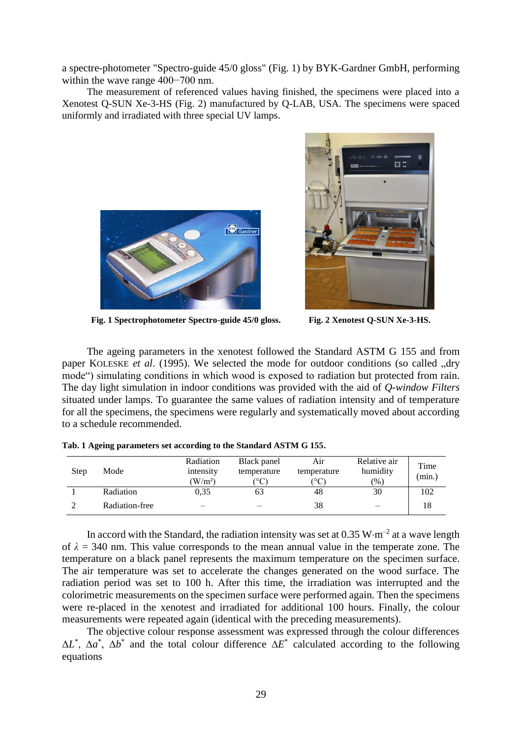a spectre-photometer "Spectro-guide 45/0 gloss" (Fig. 1) by BYK-Gardner GmbH, performing within the wave range 400−700 nm.

The measurement of referenced values having finished, the specimens were placed into a Xenotest Q-SUN Xe-3-HS (Fig. 2) manufactured by Q-LAB, USA. The specimens were spaced uniformly and irradiated with three special UV lamps.

**Fig. 1 Spectrophotometer Spectro-guide 45/0 gloss.**

**Fig. 2 Xenotest Q-SUN Xe-3-HS.**

The ageing parameters in the xenotest followed the Standard ASTM G 155 and from paper KOLESKE *et al*. (1995). We selected the mode for outdoor conditions (so called „dry mode") simulating conditions in which wood is exposed to radiation but protected from rain. The day light simulation in indoor conditions was provided with the aid of *Q-window Filters* situated under lamps. To guarantee the same values of radiation intensity and of temperature for all the specimens, the specimens were regularly and systematically moved about according to a schedule recommended.

**Tab. 1 Ageing parameters set according to the Standard ASTM G 155.**

| Step | Mode | Radiation intensity (W/m²) | Black panel temperature (°C) | Air temperature (°C) | Relative air humidity (%) | Time (min.) |
|---|---|---|---|---|---|---|
| 1 | Radiation | 0,35 | 63 | 48 | 30 | 102 |
| 2 | Radiation-free | – | – | 38 | – | 18 |

In accord with the Standard, the radiation intensity was set at $0.35\ \mathrm{W \cdot m^{-2}}$ at a wave length of $\lambda$ = 340 nm. This value corresponds to the mean annual value in the temperate zone. The temperature on a black panel represents the maximum temperature on the specimen surface. The air temperature was set to accelerate the changes generated on the wood surface. The radiation period was set to 100 h. After this time, the irradiation was interrupted and the colorimetric measurements on the specimen surface were performed again. Then the specimens were re-placed in the xenotest and irradiated for additional 100 hours. Finally, the colour measurements were repeated again (identical with the preceding measurements).

The objective colour response assessment was expressed through the colour differences $\Delta L^*$, $\Delta a^*$, $\Delta b^*$ and the total colour difference $\Delta E^*$ calculated according to the following equations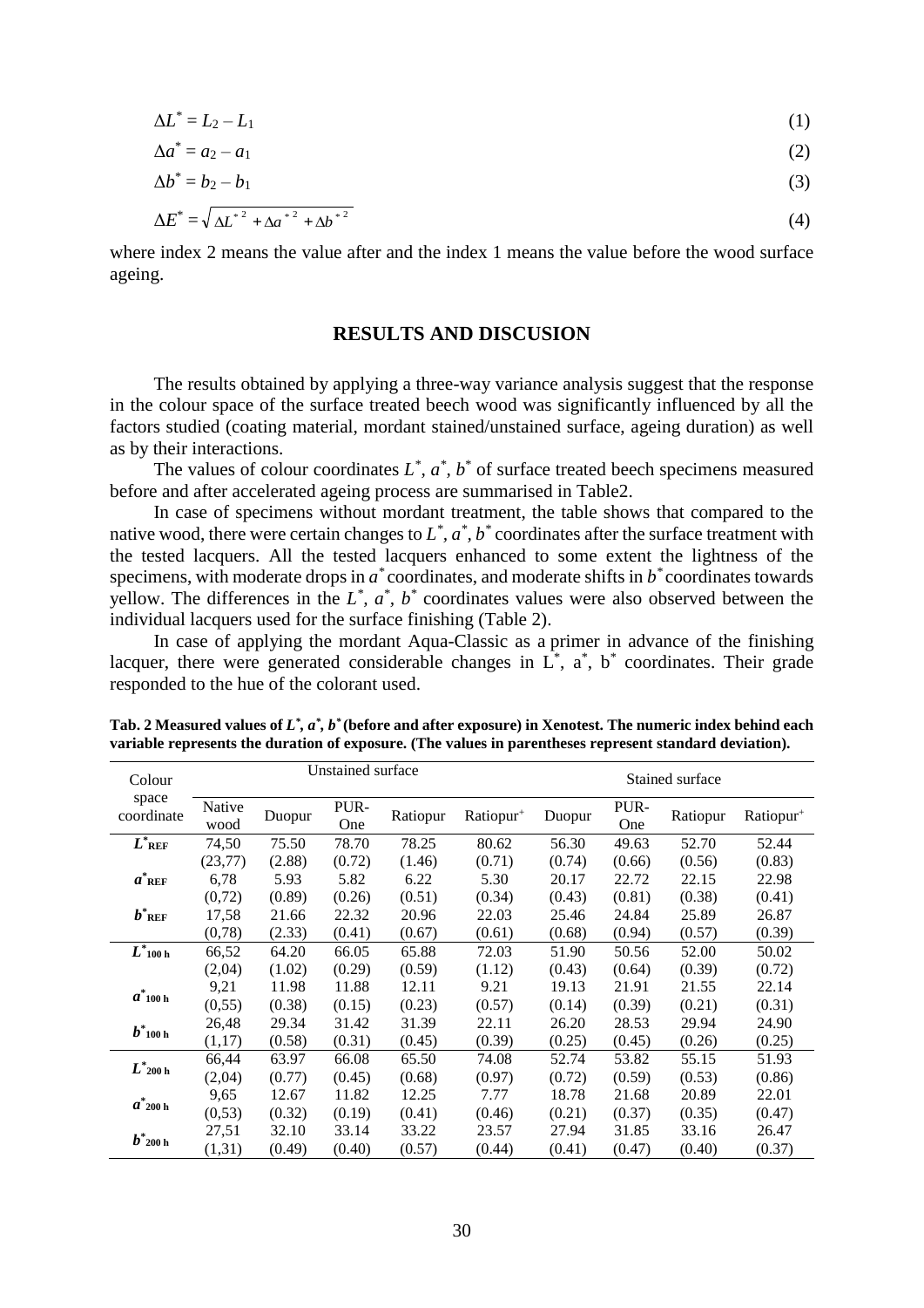$$\Delta L^* = L_2 - L_1 \tag{1}$$

$$\Delta a^* = a_2 - a_1 \tag{2}$$

$$\Delta b^* = b_2 - b_1 \tag{3}$$

$$\Delta E^* = \sqrt{\Delta L^{*2} + \Delta a^{*2} + \Delta b^{*2}} \tag{4}$$

where index 2 means the value after and the index 1 means the value before the wood surface ageing.

## RESULTS AND DISCUSION

The results obtained by applying a three-way variance analysis suggest that the response in the colour space of the surface treated beech wood was significantly influenced by all the factors studied (coating material, mordant stained/unstained surface, ageing duration) as well as by their interactions.

The values of colour coordinates $L^*$, $a^*$, $b^*$ of surface treated beech specimens measured before and after accelerated ageing process are summarised in Table2.

In case of specimens without mordant treatment, the table shows that compared to the native wood, there were certain changes to $L^*$, $a^*$, $b^*$ coordinates after the surface treatment with the tested lacquers. All the tested lacquers enhanced to some extent the lightness of the specimens, with moderate drops in $a^*$ coordinates, and moderate shifts in $b^*$ coordinates towards yellow. The differences in the $L^*$, $a^*$, $b^*$ coordinates values were also observed between the individual lacquers used for the surface finishing (Table 2).

In case of applying the mordant Aqua-Classic as a primer in advance of the finishing lacquer, there were generated considerable changes in $L^*$, $a^*$, $b^*$ coordinates. Their grade responded to the hue of the colorant used.

**Tab. 2 Measured values of $L^*$, $a^*$, $b^*$ (before and after exposure) in Xenotest. The numeric index behind each variable represents the duration of exposure. (The values in parentheses represent standard deviation).**

| Colour space coordinate | Unstained surface | | | | | Stained surface | | | |
|---|---|---|---|---|---|---|---|---|---|
| | Native wood | Duopur | PUR-One | Ratiopur | Ratiopur⁺ | Duopur | PUR-One | Ratiopur | Ratiopur⁺ |
| $L^*_{REF}$ | 74,50 | 75.50 | 78.70 | 78.25 | 80.62 | 56.30 | 49.63 | 52.70 | 52.44 |
| | (23,77) | (2.88) | (0.72) | (1.46) | (0.71) | (0.74) | (0.66) | (0.56) | (0.83) |
| $a^*_{REF}$ | 6,78 | 5.93 | 5.82 | 6.22 | 5.30 | 20.17 | 22.72 | 22.15 | 22.98 |
| | (0,72) | (0.89) | (0.26) | (0.51) | (0.34) | (0.43) | (0.81) | (0.38) | (0.41) |
| $b^*_{REF}$ | 17,58 | 21.66 | 22.32 | 20.96 | 22.03 | 25.46 | 24.84 | 25.89 | 26.87 |
| | (0,78) | (2.33) | (0.41) | (0.67) | (0.61) | (0.68) | (0.94) | (0.57) | (0.39) |
| $L^*_{100\,h}$ | 66,52 | 64.20 | 66.05 | 65.88 | 72.03 | 51.90 | 50.56 | 52.00 | 50.02 |
| | (2,04) | (1.02) | (0.29) | (0.59) | (1.12) | (0.43) | (0.64) | (0.39) | (0.72) |
| $a^*_{100\,h}$ | 9,21 | 11.98 | 11.88 | 12.11 | 9.21 | 19.13 | 21.91 | 21.55 | 22.14 |
| | (0,55) | (0.38) | (0.15) | (0.23) | (0.57) | (0.14) | (0.39) | (0.21) | (0.31) |
| $b^*_{100\,h}$ | 26,48 | 29.34 | 31.42 | 31.39 | 22.11 | 26.20 | 28.53 | 29.94 | 24.90 |
| | (1,17) | (0.58) | (0.31) | (0.45) | (0.39) | (0.25) | (0.45) | (0.26) | (0.25) |
| $L^*_{200\,h}$ | 66,44 | 63.97 | 66.08 | 65.50 | 74.08 | 52.74 | 53.82 | 55.15 | 51.93 |
| | (2,04) | (0.77) | (0.45) | (0.68) | (0.97) | (0.72) | (0.59) | (0.53) | (0.86) |
| $a^*_{200\,h}$ | 9,65 | 12.67 | 11.82 | 12.25 | 7.77 | 18.78 | 21.68 | 20.89 | 22.01 |
| | (0,53) | (0.32) | (0.19) | (0.41) | (0.46) | (0.21) | (0.37) | (0.35) | (0.47) |
| $b^*_{200\,h}$ | 27,51 | 32.10 | 33.14 | 33.22 | 23.57 | 27.94 | 31.85 | 33.16 | 26.47 |
| | (1,31) | (0.49) | (0.40) | (0.57) | (0.44) | (0.41) | (0.47) | (0.40) | (0.37) |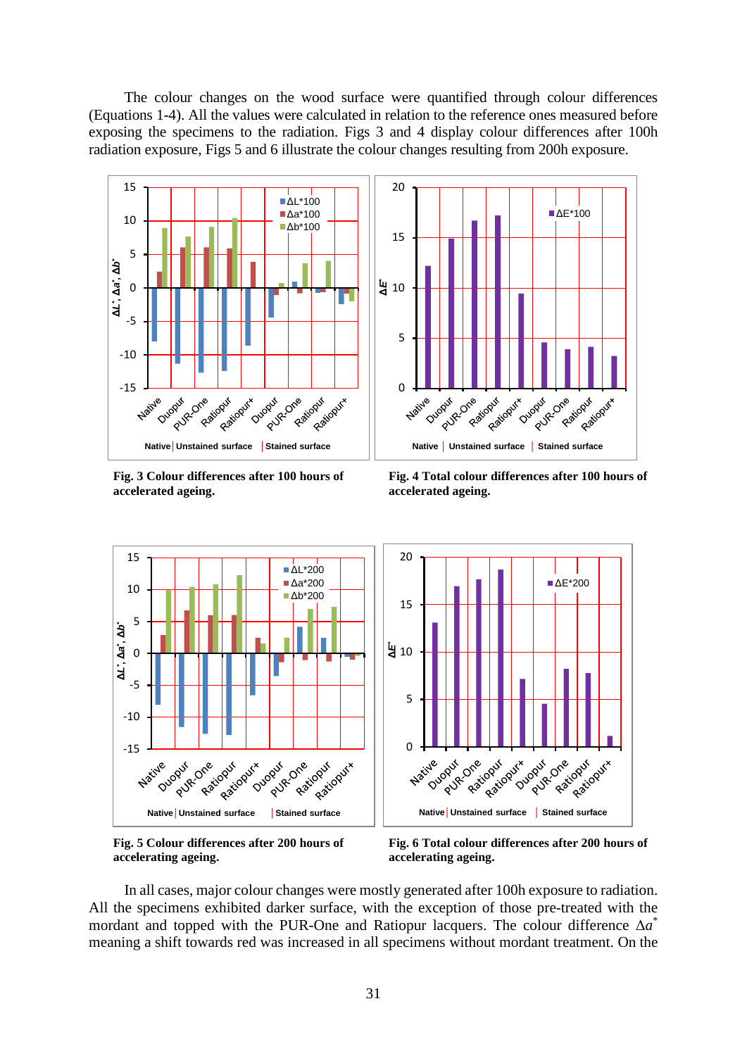The colour changes on the wood surface were quantified through colour differences (Equations 1-4). All the values were calculated in relation to the reference ones measured before exposing the specimens to the radiation. Figs 3 and 4 display colour differences after 100h radiation exposure, Figs 5 and 6 illustrate the colour changes resulting from 200h exposure.

**Fig. 3 Colour differences after 100 hours of accelerated ageing.**

**Fig. 4 Total colour differences after 100 hours of accelerated ageing.**

**Fig. 5 Colour differences after 200 hours of accelerating ageing.**

**Fig. 6 Total colour differences after 200 hours of accelerating ageing.**

In all cases, major colour changes were mostly generated after 100h exposure to radiation. All the specimens exhibited darker surface, with the exception of those pre-treated with the mordant and topped with the PUR-One and Ratiopur lacquers. The colour difference $\Delta a^*$ meaning a shift towards red was increased in all specimens without mordant treatment. On the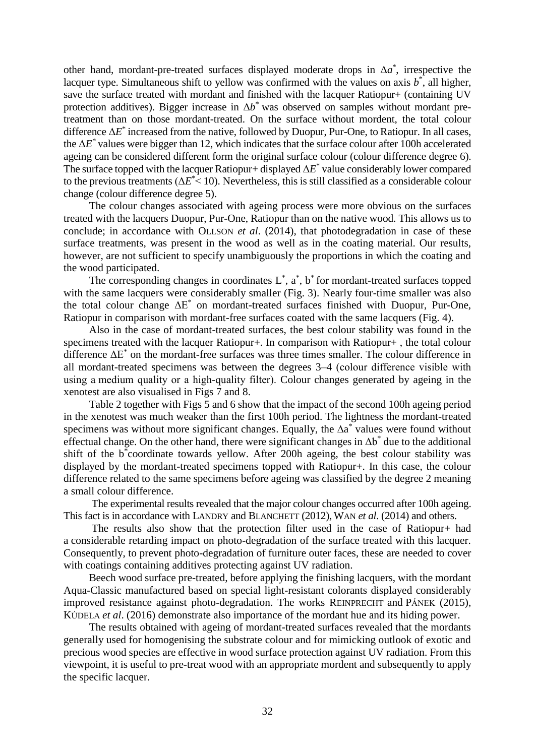other hand, mordant-pre-treated surfaces displayed moderate drops in $\Delta a^*$, irrespective the lacquer type. Simultaneous shift to yellow was confirmed with the values on axis $b^*$, all higher, save the surface treated with mordant and finished with the lacquer Ratiopur+ (containing UV protection additives). Bigger increase in $\Delta b^*$ was observed on samples without mordant pre-treatment than on those mordant-treated. On the surface without mordent, the total colour difference $\Delta E^*$ increased from the native, followed by Duopur, Pur-One, to Ratiopur. In all cases, the $\Delta E^*$ values were bigger than 12, which indicates that the surface colour after 100h accelerated ageing can be considered different form the original surface colour (colour difference degree 6). The surface topped with the lacquer Ratiopur+ displayed $\Delta E^*$ value considerably lower compared to the previous treatments ($\Delta E^* < 10$). Nevertheless, this is still classified as a considerable colour change (colour difference degree 5).

The colour changes associated with ageing process were more obvious on the surfaces treated with the lacquers Duopur, Pur-One, Ratiopur than on the native wood. This allows us to conclude; in accordance with OLLSON *et al*. (2014), that photodegradation in case of these surface treatments, was present in the wood as well as in the coating material. Our results, however, are not sufficient to specify unambiguously the proportions in which the coating and the wood participated.

The corresponding changes in coordinates $L^*$, $a^*$, $b^*$ for mordant-treated surfaces topped with the same lacquers were considerably smaller (Fig. 3). Nearly four-time smaller was also the total colour change $\Delta E^*$ on mordant-treated surfaces finished with Duopur, Pur-One, Ratiopur in comparison with mordant-free surfaces coated with the same lacquers (Fig. 4).

Also in the case of mordant-treated surfaces, the best colour stability was found in the specimens treated with the lacquer Ratiopur+. In comparison with Ratiopur+ , the total colour difference $\Delta E^*$ on the mordant-free surfaces was three times smaller. The colour difference in all mordant-treated specimens was between the degrees 3–4 (colour difference visible with using a medium quality or a high-quality filter). Colour changes generated by ageing in the xenotest are also visualised in Figs 7 and 8.

Table 2 together with Figs 5 and 6 show that the impact of the second 100h ageing period in the xenotest was much weaker than the first 100h period. The lightness the mordant-treated specimens was without more significant changes. Equally, the $\Delta a^*$ values were found without effectual change. On the other hand, there were significant changes in $\Delta b^*$ due to the additional shift of the $b^*$coordinate towards yellow. After 200h ageing, the best colour stability was displayed by the mordant-treated specimens topped with Ratiopur+. In this case, the colour difference related to the same specimens before ageing was classified by the degree 2 meaning a small colour difference.

The experimental results revealed that the major colour changes occurred after 100h ageing. This fact is in accordance with LANDRY and BLANCHETT (2012), WAN *et al.* (2014) and others.

The results also show that the protection filter used in the case of Ratiopur+ had a considerable retarding impact on photo-degradation of the surface treated with this lacquer. Consequently, to prevent photo-degradation of furniture outer faces, these are needed to cover with coatings containing additives protecting against UV radiation.

Beech wood surface pre-treated, before applying the finishing lacquers, with the mordant Aqua-Classic manufactured based on special light-resistant colorants displayed considerably improved resistance against photo-degradation. The works REINPRECHT and PÁNEK (2015), KÚDELA *et al*. (2016) demonstrate also importance of the mordant hue and its hiding power.

The results obtained with ageing of mordant-treated surfaces revealed that the mordants generally used for homogenising the substrate colour and for mimicking outlook of exotic and precious wood species are effective in wood surface protection against UV radiation. From this viewpoint, it is useful to pre-treat wood with an appropriate mordent and subsequently to apply the specific lacquer.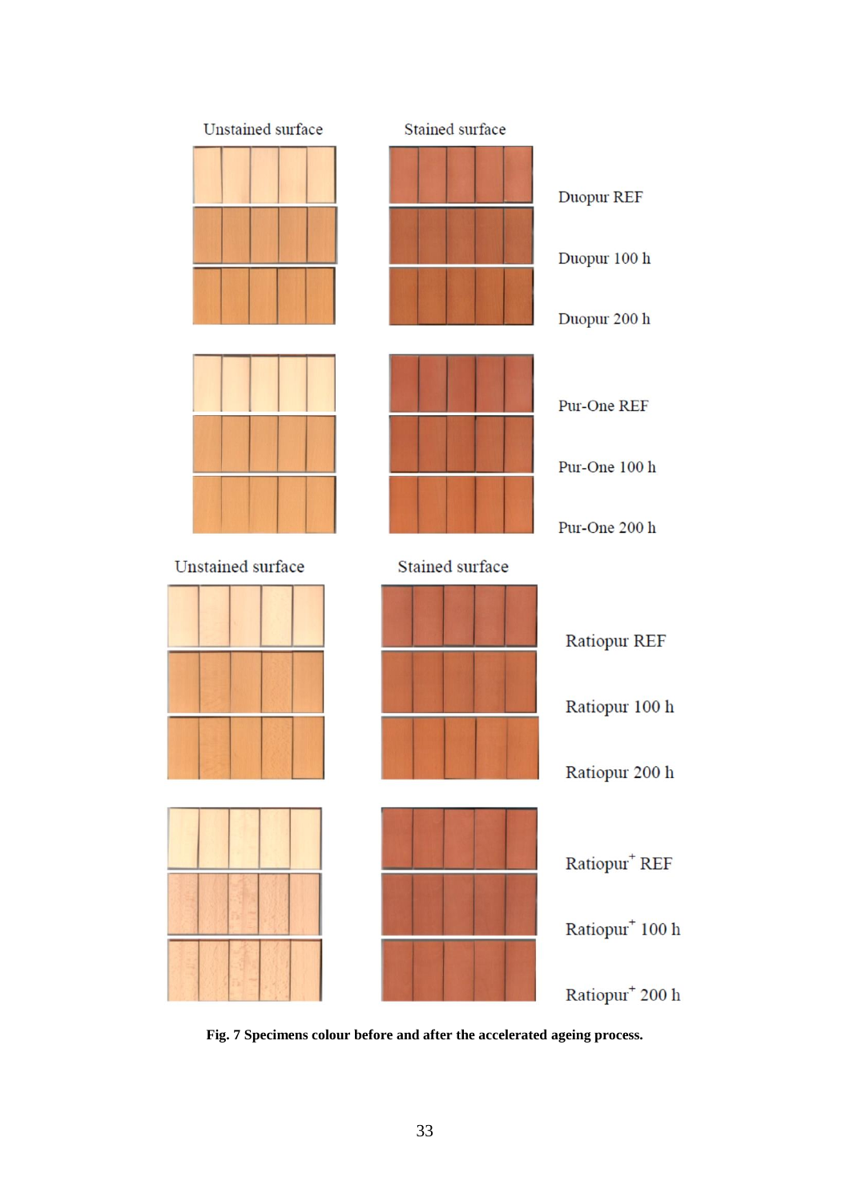**Fig. 7 Specimens colour before and after the accelerated ageing process.**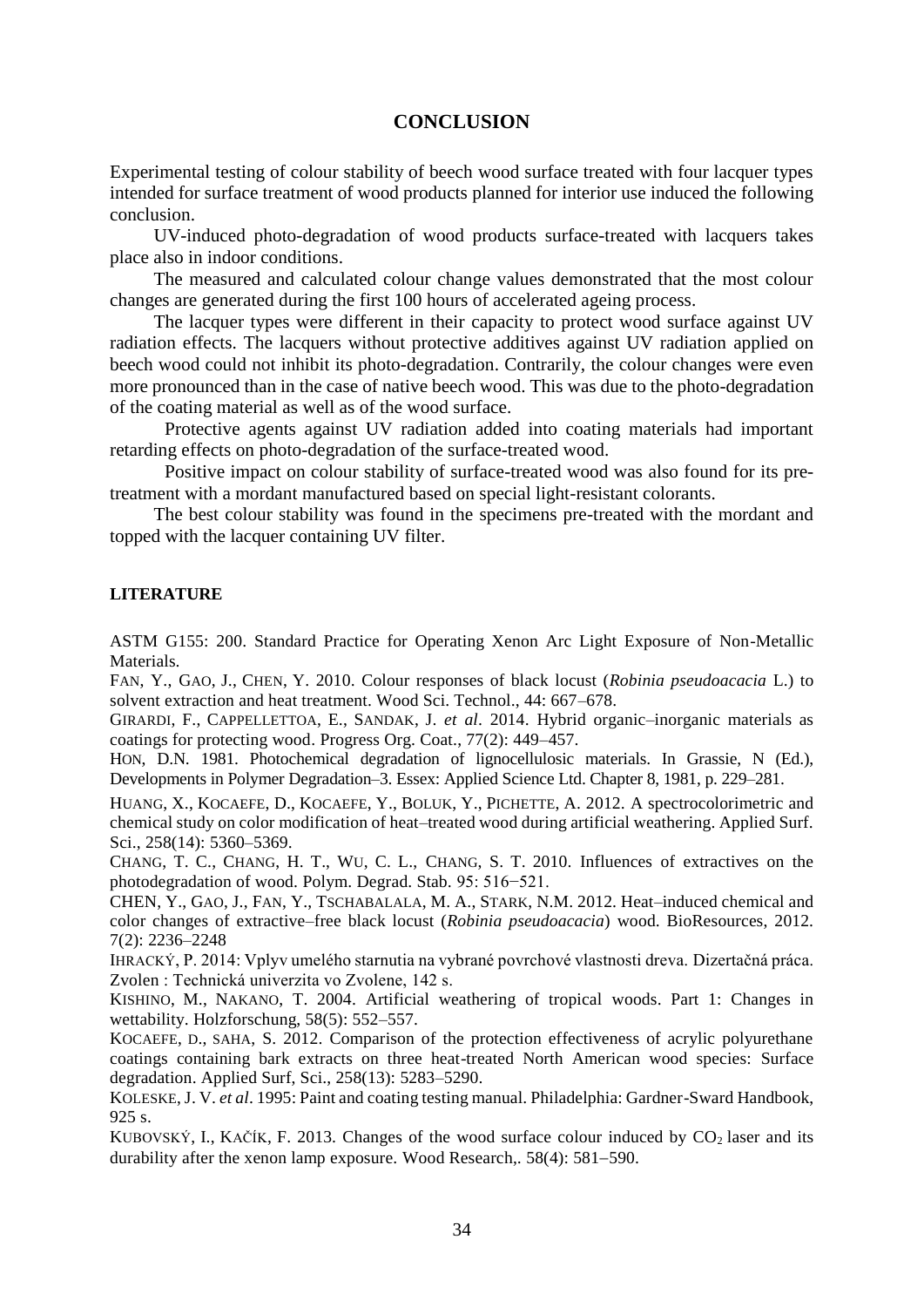## CONCLUSION

Experimental testing of colour stability of beech wood surface treated with four lacquer types intended for surface treatment of wood products planned for interior use induced the following conclusion.

UV-induced photo-degradation of wood products surface-treated with lacquers takes place also in indoor conditions.

The measured and calculated colour change values demonstrated that the most colour changes are generated during the first 100 hours of accelerated ageing process.

The lacquer types were different in their capacity to protect wood surface against UV radiation effects. The lacquers without protective additives against UV radiation applied on beech wood could not inhibit its photo-degradation. Contrarily, the colour changes were even more pronounced than in the case of native beech wood. This was due to the photo-degradation of the coating material as well as of the wood surface.

Protective agents against UV radiation added into coating materials had important retarding effects on photo-degradation of the surface-treated wood.

Positive impact on colour stability of surface-treated wood was also found for its pre-treatment with a mordant manufactured based on special light-resistant colorants.

The best colour stability was found in the specimens pre-treated with the mordant and topped with the lacquer containing UV filter.

### LITERATURE

ASTM G155: 200. Standard Practice for Operating Xenon Arc Light Exposure of Non-Metallic Materials.

FAN, Y., GAO, J., CHEN, Y. 2010. Colour responses of black locust (*Robinia pseudoacacia* L.) to solvent extraction and heat treatment. Wood Sci. Technol., 44: 667–678.

GIRARDI, F., CAPPELLETTOA, E., SANDAK, J. *et al*. 2014. Hybrid organic–inorganic materials as coatings for protecting wood. Progress Org. Coat., 77(2): 449–457.

HON, D.N. 1981. Photochemical degradation of lignocellulosic materials. In Grassie, N (Ed.), Developments in Polymer Degradation–3. Essex: Applied Science Ltd. Chapter 8, 1981, p. 229–281.

HUANG, X., KOCAEFE, D., KOCAEFE, Y., BOLUK, Y., PICHETTE, A. 2012. A spectrocolorimetric and chemical study on color modification of heat–treated wood during artificial weathering. Applied Surf. Sci., 258(14): 5360–5369.

CHANG, T. C., CHANG, H. T., WU, C. L., CHANG, S. T. 2010. Influences of extractives on the photodegradation of wood. Polym. Degrad. Stab. 95: 516−521.

CHEN, Y., GAO, J., FAN, Y., TSCHABALALA, M. A., STARK, N.M. 2012. Heat–induced chemical and color changes of extractive–free black locust (*Robinia pseudoacacia*) wood. BioResources, 2012. 7(2): 2236–2248

IHRACKÝ, P. 2014: Vplyv umelého starnutia na vybrané povrchové vlastnosti dreva. Dizertačná práca. Zvolen : Technická univerzita vo Zvolene, 142 s.

KISHINO, M., NAKANO, T. 2004. Artificial weathering of tropical woods. Part 1: Changes in wettability. Holzforschung, 58(5): 552–557.

KOCAEFE, D., SAHA, S. 2012. Comparison of the protection effectiveness of acrylic polyurethane coatings containing bark extracts on three heat-treated North American wood species: Surface degradation. Applied Surf, Sci., 258(13): 5283–5290.

KOLESKE, J. V. *et al*. 1995: Paint and coating testing manual. Philadelphia: Gardner-Sward Handbook, 925 s.

KUBOVSKÝ, I., KAČÍK, F. 2013. Changes of the wood surface colour induced by $CO_2$ laser and its durability after the xenon lamp exposure. Wood Research,. 58(4): 581−590.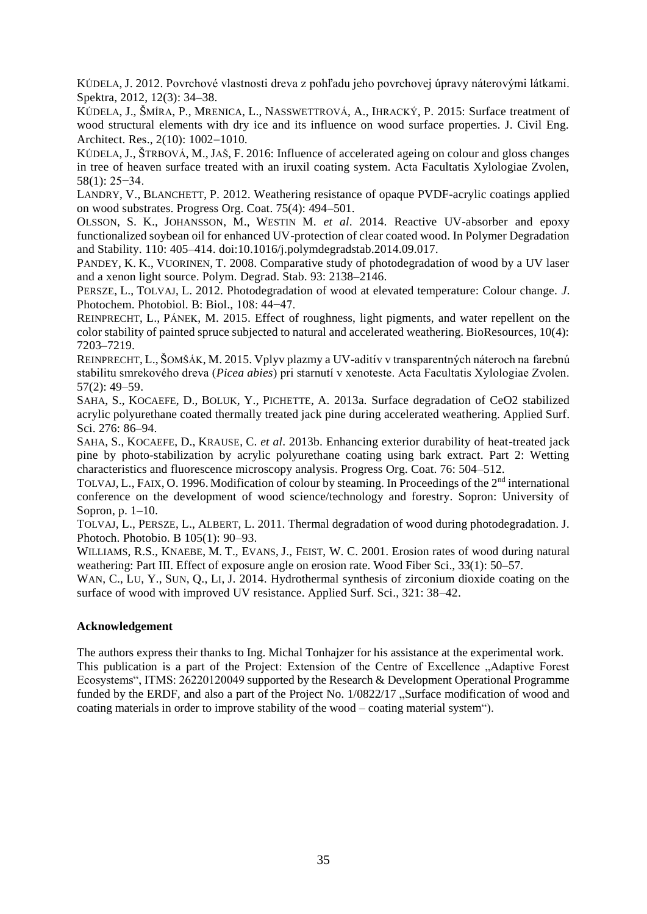KÚDELA, J. 2012. Povrchové vlastnosti dreva z pohľadu jeho povrchovej úpravy náterovými látkami. Spektra, 2012, 12(3): 34–38.

KÚDELA, J., ŠMÍRA, P., MRENICA, L., NASSWETTROVÁ, A., IHRACKÝ, P. 2015: Surface treatment of wood structural elements with dry ice and its influence on wood surface properties. J. Civil Eng. Architect. Res., 2(10): 1002−1010.

KÚDELA, J., ŠTRBOVÁ, M., JAŠ, F. 2016: Influence of accelerated ageing on colour and gloss changes in tree of heaven surface treated with an iruxil coating system. Acta Facultatis Xylologiae Zvolen, 58(1): 25−34.

LANDRY, V., BLANCHETT, P. 2012. Weathering resistance of opaque PVDF-acrylic coatings applied on wood substrates. Progress Org. Coat. 75(4): 494–501.

OLSSON, S. K., JOHANSSON, M., WESTIN M. *et al*. 2014. Reactive UV-absorber and epoxy functionalized soybean oil for enhanced UV-protection of clear coated wood. In Polymer Degradation and Stability. 110: 405–414. doi:10.1016/j.polymdegradstab.2014.09.017.

PANDEY, K. K., VUORINEN, T. 2008. Comparative study of photodegradation of wood by a UV laser and a xenon light source. Polym. Degrad. Stab. 93: 2138–2146.

PERSZE, L., TOLVAJ, L. 2012. Photodegradation of wood at elevated temperature: Colour change. *J.* Photochem. Photobiol. B: Biol., 108: 44−47.

REINPRECHT, L., PÁNEK, M. 2015. Effect of roughness, light pigments, and water repellent on the color stability of painted spruce subjected to natural and accelerated weathering. BioResources, 10(4): 7203–7219.

REINPRECHT, L., ŠOMŠÁK, M. 2015. Vplyv plazmy a UV-aditív v transparentných náteroch na farebnú stabilitu smrekového dreva (*Picea abies*) pri starnutí v xenoteste. Acta Facultatis Xylologiae Zvolen. 57(2): 49–59.

SAHA, S., KOCAEFE, D., BOLUK, Y., PICHETTE, A. 2013a. Surface degradation of CeO2 stabilized acrylic polyurethane coated thermally treated jack pine during accelerated weathering. Applied Surf. Sci. 276: 86–94.

SAHA, S., KOCAEFE, D., KRAUSE, C. *et al*. 2013b. Enhancing exterior durability of heat-treated jack pine by photo-stabilization by acrylic polyurethane coating using bark extract. Part 2: Wetting characteristics and fluorescence microscopy analysis. Progress Org. Coat. 76: 504–512.

TOLVAJ, L., FAIX, O. 1996. Modification of colour by steaming. In Proceedings of the 2nd international conference on the development of wood science/technology and forestry. Sopron: University of Sopron, p. 1–10.

TOLVAJ, L., PERSZE, L., ALBERT, L. 2011. Thermal degradation of wood during photodegradation. J. Photoch. Photobio. B 105(1): 90–93.

WILLIAMS, R.S., KNAEBE, M. T., EVANS, J., FEIST, W. C. 2001. Erosion rates of wood during natural weathering: Part III. Effect of exposure angle on erosion rate. Wood Fiber Sci., 33(1): 50–57.

WAN, C., LU, Y., SUN, Q., LI, J. 2014. Hydrothermal synthesis of zirconium dioxide coating on the surface of wood with improved UV resistance. Applied Surf. Sci., 321: 38–42.

**Acknowledgement**

The authors express their thanks to Ing. Michal Tonhajzer for his assistance at the experimental work. This publication is a part of the Project: Extension of the Centre of Excellence „Adaptive Forest Ecosystems", ITMS: 26220120049 supported by the Research & Development Operational Programme funded by the ERDF, and also a part of the Project No. 1/0822/17 „Surface modification of wood and coating materials in order to improve stability of the wood – coating material system").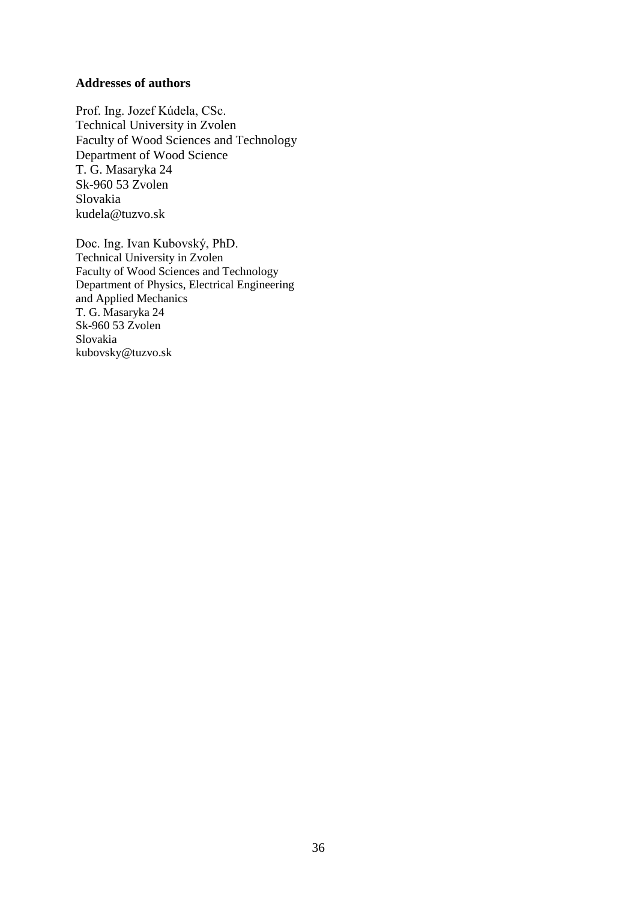**Addresses of authors**

Prof. Ing. Jozef Kúdela, CSc.
Technical University in Zvolen
Faculty of Wood Sciences and Technology
Department of Wood Science
T. G. Masaryka 24
Sk-960 53 Zvolen
Slovakia
kudela@tuzvo.sk

Doc. Ing. Ivan Kubovský, PhD.
Technical University in Zvolen
Faculty of Wood Sciences and Technology
Department of Physics, Electrical Engineering
and Applied Mechanics
T. G. Masaryka 24
Sk-960 53 Zvolen
Slovakia
kubovsky@tuzvo.sk